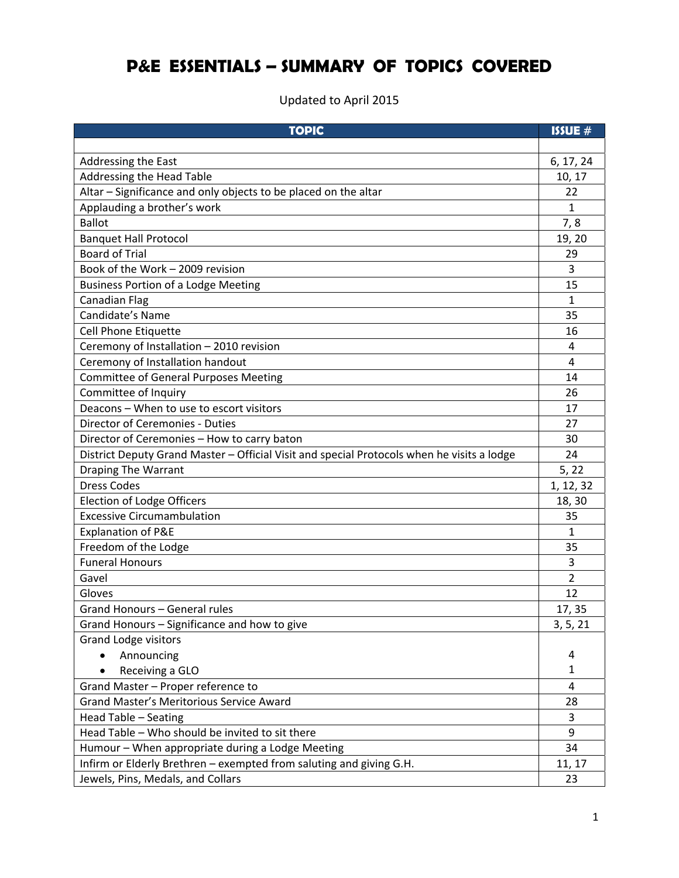# P&E ESSENTIALS – SUMMARY OF TOPICS COVERED

Updated to April 2015

| TOPIC | ISSUE # |
|---|---|
| | |
| Addressing the East | 6, 17, 24 |
| Addressing the Head Table | 10, 17 |
| Altar – Significance and only objects to be placed on the altar | 22 |
| Applauding a brother's work | 1 |
| Ballot | 7, 8 |
| Banquet Hall Protocol | 19, 20 |
| Board of Trial | 29 |
| Book of the Work – 2009 revision | 3 |
| Business Portion of a Lodge Meeting | 15 |
| Canadian Flag | 1 |
| Candidate's Name | 35 |
| Cell Phone Etiquette | 16 |
| Ceremony of Installation – 2010 revision | 4 |
| Ceremony of Installation handout | 4 |
| Committee of General Purposes Meeting | 14 |
| Committee of Inquiry | 26 |
| Deacons – When to use to escort visitors | 17 |
| Director of Ceremonies - Duties | 27 |
| Director of Ceremonies – How to carry baton | 30 |
| District Deputy Grand Master – Official Visit and special Protocols when he visits a lodge | 24 |
| Draping The Warrant | 5, 22 |
| Dress Codes | 1, 12, 32 |
| Election of Lodge Officers | 18, 30 |
| Excessive Circumambulation | 35 |
| Explanation of P&E | 1 |
| Freedom of the Lodge | 35 |
| Funeral Honours | 3 |
| Gavel | 2 |
| Gloves | 12 |
| Grand Honours – General rules | 17, 35 |
| Grand Honours – Significance and how to give | 3, 5, 21 |
| Grand Lodge visitors<br>• Announcing<br>• Receiving a GLO | <br>4<br>1 |
| Grand Master – Proper reference to | 4 |
| Grand Master's Meritorious Service Award | 28 |
| Head Table – Seating | 3 |
| Head Table – Who should be invited to sit there | 9 |
| Humour – When appropriate during a Lodge Meeting | 34 |
| Infirm or Elderly Brethren – exempted from saluting and giving G.H. | 11, 17 |
| Jewels, Pins, Medals, and Collars | 23 |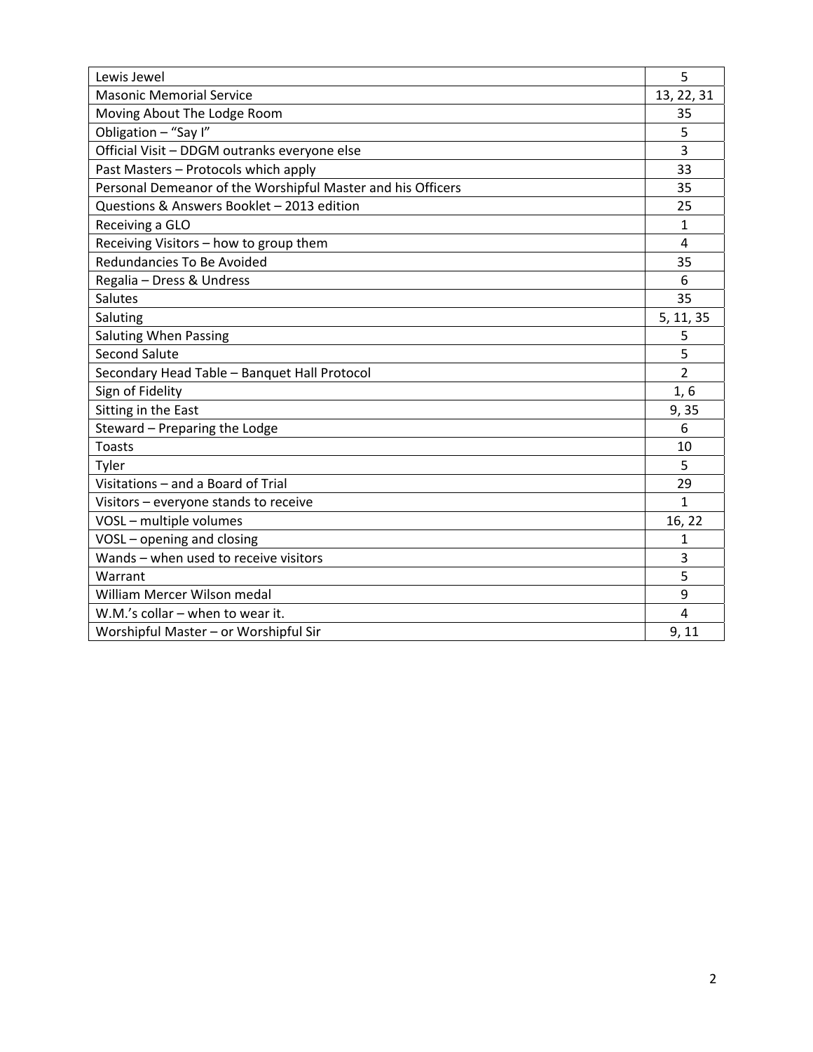| | |
|---|---|
| Lewis Jewel | 5 |
| Masonic Memorial Service | 13, 22, 31 |
| Moving About The Lodge Room | 35 |
| Obligation – "Say I" | 5 |
| Official Visit – DDGM outranks everyone else | 3 |
| Past Masters – Protocols which apply | 33 |
| Personal Demeanor of the Worshipful Master and his Officers | 35 |
| Questions & Answers Booklet – 2013 edition | 25 |
| Receiving a GLO | 1 |
| Receiving Visitors – how to group them | 4 |
| Redundancies To Be Avoided | 35 |
| Regalia – Dress & Undress | 6 |
| Salutes | 35 |
| Saluting | 5, 11, 35 |
| Saluting When Passing | 5 |
| Second Salute | 5 |
| Secondary Head Table – Banquet Hall Protocol | 2 |
| Sign of Fidelity | 1, 6 |
| Sitting in the East | 9, 35 |
| Steward – Preparing the Lodge | 6 |
| Toasts | 10 |
| Tyler | 5 |
| Visitations – and a Board of Trial | 29 |
| Visitors – everyone stands to receive | 1 |
| VOSL – multiple volumes | 16, 22 |
| VOSL – opening and closing | 1 |
| Wands – when used to receive visitors | 3 |
| Warrant | 5 |
| William Mercer Wilson medal | 9 |
| W.M.'s collar – when to wear it. | 4 |
| Worshipful Master – or Worshipful Sir | 9, 11 |